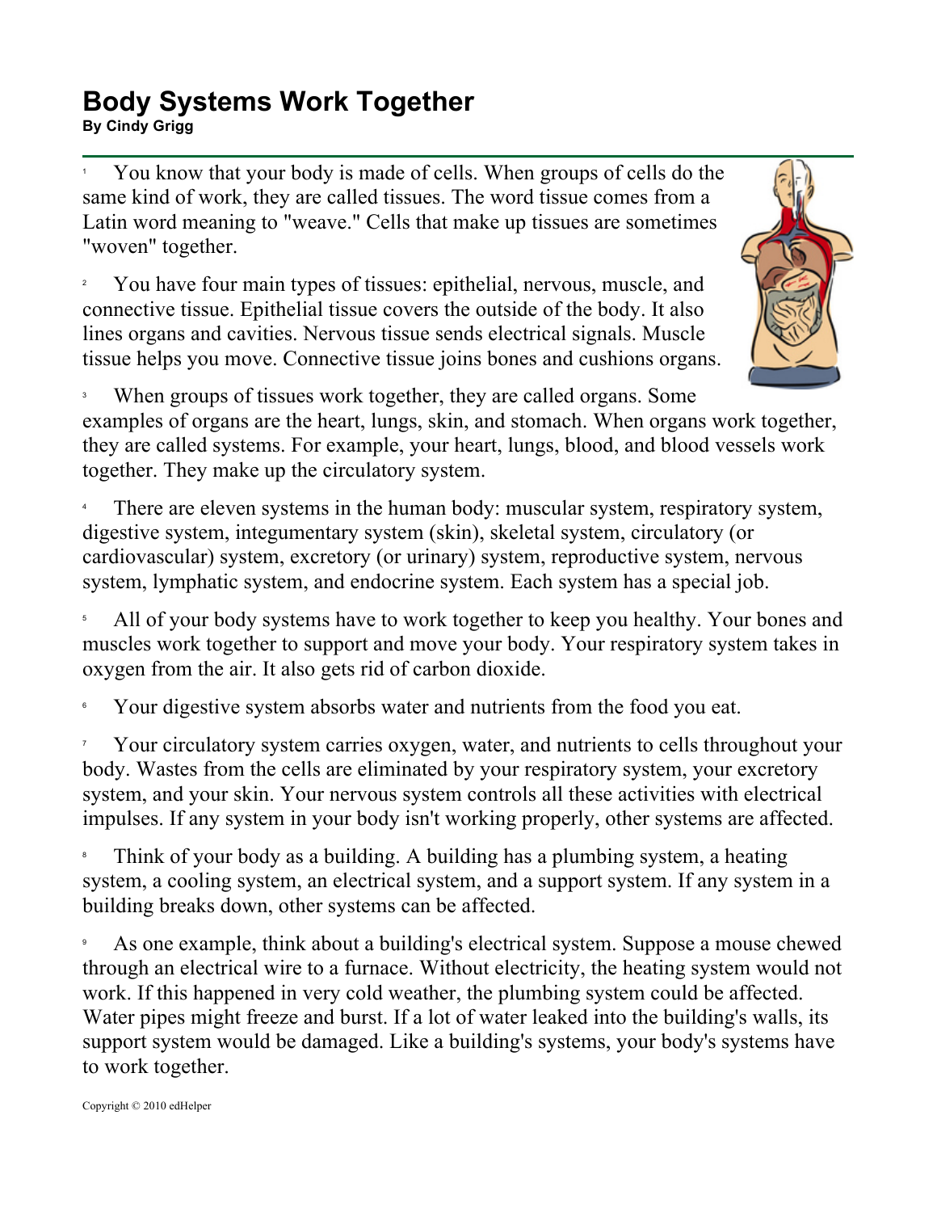# Body Systems Work Together

**By Cindy Grigg**

1 You know that your body is made of cells. When groups of cells do the same kind of work, they are called tissues. The word tissue comes from a Latin word meaning to "weave." Cells that make up tissues are sometimes "woven" together.

2 You have four main types of tissues: epithelial, nervous, muscle, and connective tissue. Epithelial tissue covers the outside of the body. It also lines organs and cavities. Nervous tissue sends electrical signals. Muscle tissue helps you move. Connective tissue joins bones and cushions organs.

3 When groups of tissues work together, they are called organs. Some examples of organs are the heart, lungs, skin, and stomach. When organs work together, they are called systems. For example, your heart, lungs, blood, and blood vessels work together. They make up the circulatory system.

4 There are eleven systems in the human body: muscular system, respiratory system, digestive system, integumentary system (skin), skeletal system, circulatory (or cardiovascular) system, excretory (or urinary) system, reproductive system, nervous system, lymphatic system, and endocrine system. Each system has a special job.

5 All of your body systems have to work together to keep you healthy. Your bones and muscles work together to support and move your body. Your respiratory system takes in oxygen from the air. It also gets rid of carbon dioxide.

6 Your digestive system absorbs water and nutrients from the food you eat.

7 Your circulatory system carries oxygen, water, and nutrients to cells throughout your body. Wastes from the cells are eliminated by your respiratory system, your excretory system, and your skin. Your nervous system controls all these activities with electrical impulses. If any system in your body isn't working properly, other systems are affected.

8 Think of your body as a building. A building has a plumbing system, a heating system, a cooling system, an electrical system, and a support system. If any system in a building breaks down, other systems can be affected.

9 As one example, think about a building's electrical system. Suppose a mouse chewed through an electrical wire to a furnace. Without electricity, the heating system would not work. If this happened in very cold weather, the plumbing system could be affected. Water pipes might freeze and burst. If a lot of water leaked into the building's walls, its support system would be damaged. Like a building's systems, your body's systems have to work together.

Copyright © 2010 edHelper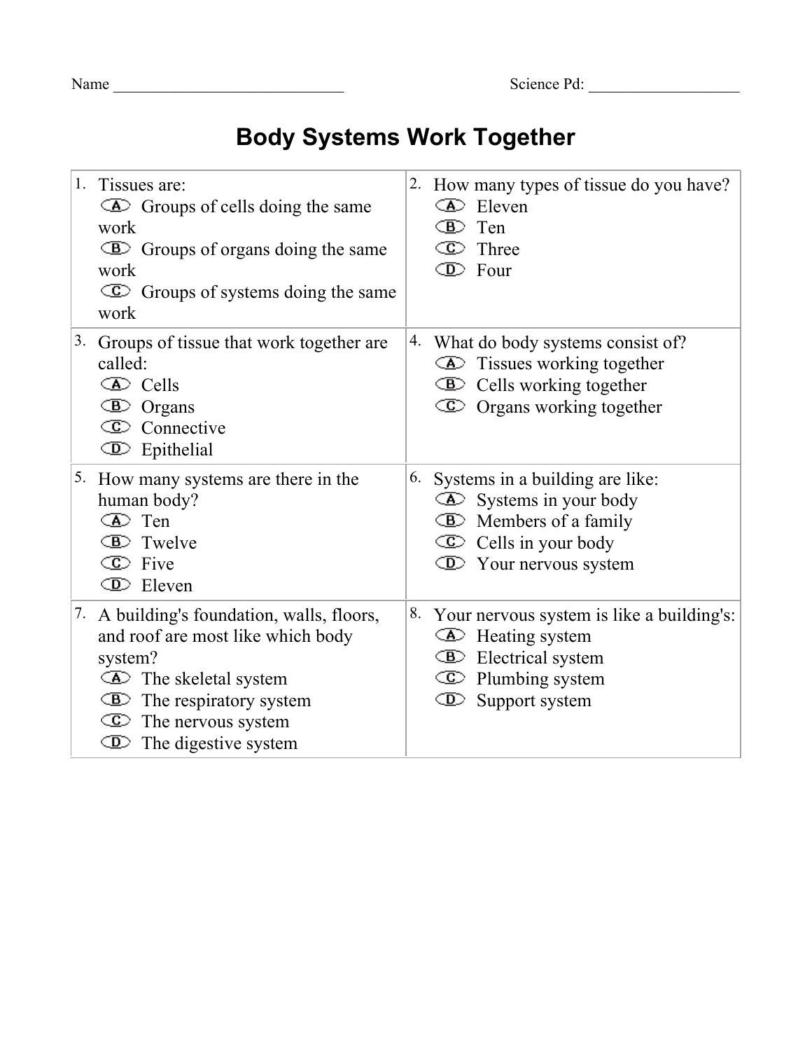Name ______________________________ Science Pd: ___________________

# Body Systems Work Together

1. Tissues are:
   - (A) Groups of cells doing the same work
   - (B) Groups of organs doing the same work
   - (C) Groups of systems doing the same work

2. How many types of tissue do you have?
   - (A) Eleven
   - (B) Ten
   - (C) Three
   - (D) Four

3. Groups of tissue that work together are called:
   - (A) Cells
   - (B) Organs
   - (C) Connective
   - (D) Epithelial

4. What do body systems consist of?
   - (A) Tissues working together
   - (B) Cells working together
   - (C) Organs working together

5. How many systems are there in the human body?
   - (A) Ten
   - (B) Twelve
   - (C) Five
   - (D) Eleven

6. Systems in a building are like:
   - (A) Systems in your body
   - (B) Members of a family
   - (C) Cells in your body
   - (D) Your nervous system

7. A building's foundation, walls, floors, and roof are most like which body system?
   - (A) The skeletal system
   - (B) The respiratory system
   - (C) The nervous system
   - (D) The digestive system

8. Your nervous system is like a building's:
   - (A) Heating system
   - (B) Electrical system
   - (C) Plumbing system
   - (D) Support system